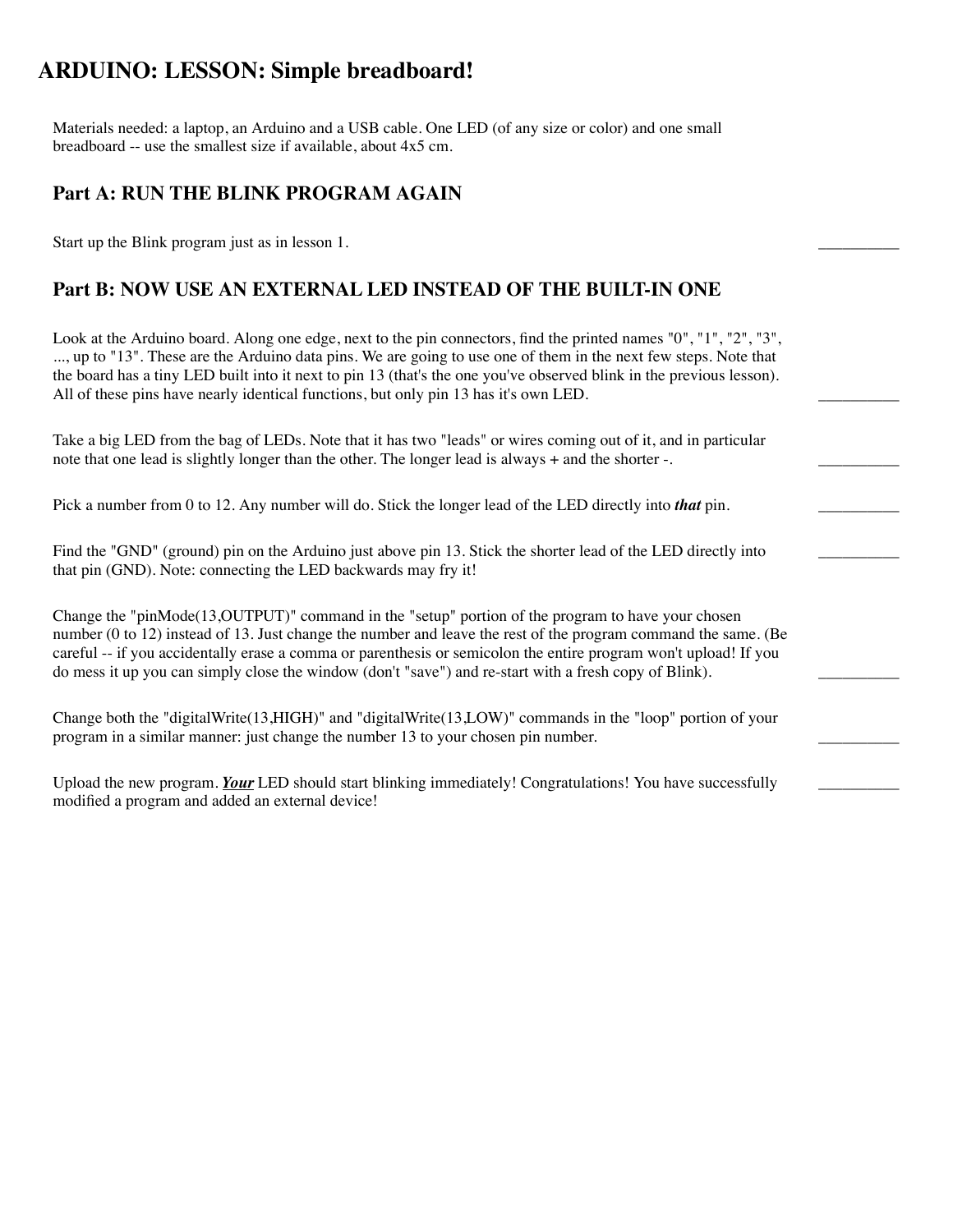# ARDUINO: LESSON: Simple breadboard!

Materials needed: a laptop, an Arduino and a USB cable. One LED (of any size or color) and one small breadboard -- use the smallest size if available, about 4x5 cm.

## Part A: RUN THE BLINK PROGRAM AGAIN

Start up the Blink program just as in lesson 1. __________

## Part B: NOW USE AN EXTERNAL LED INSTEAD OF THE BUILT-IN ONE

Look at the Arduino board. Along one edge, next to the pin connectors, find the printed names "0", "1", "2", "3", ..., up to "13". These are the Arduino data pins. We are going to use one of them in the next few steps. Note that the board has a tiny LED built into it next to pin 13 (that's the one you've observed blink in the previous lesson). All of these pins have nearly identical functions, but only pin 13 has it's own LED. __________

Take a big LED from the bag of LEDs. Note that it has two "leads" or wires coming out of it, and in particular note that one lead is slightly longer than the other. The longer lead is always + and the shorter -. __________

Pick a number from 0 to 12. Any number will do. Stick the longer lead of the LED directly into ***that*** pin. __________

Find the "GND" (ground) pin on the Arduino just above pin 13. Stick the shorter lead of the LED directly into that pin (GND). Note: connecting the LED backwards may fry it! __________

Change the "pinMode(13,OUTPUT)" command in the "setup" portion of the program to have your chosen number (0 to 12) instead of 13. Just change the number and leave the rest of the program command the same. (Be careful -- if you accidentally erase a comma or parenthesis or semicolon the entire program won't upload! If you do mess it up you can simply close the window (don't "save") and re-start with a fresh copy of Blink). __________

Change both the "digitalWrite(13,HIGH)" and "digitalWrite(13,LOW)" commands in the "loop" portion of your program in a similar manner: just change the number 13 to your chosen pin number. __________

Upload the new program. <u>***Your***</u> LED should start blinking immediately! Congratulations! You have successfully modified a program and added an external device! __________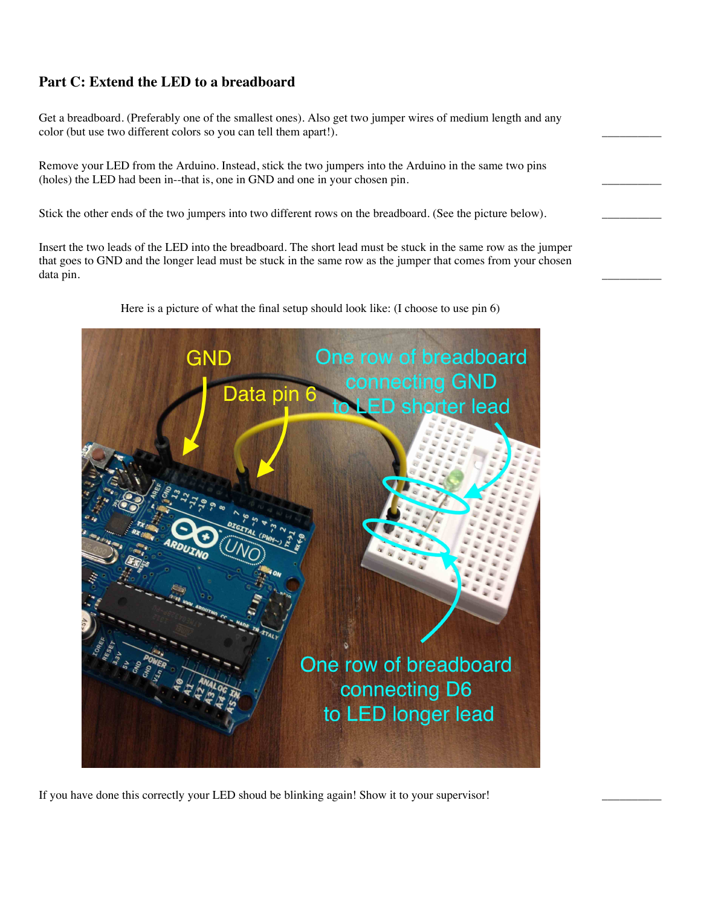## Part C: Extend the LED to a breadboard

Get a breadboard. (Preferably one of the smallest ones). Also get two jumper wires of medium length and any color (but use two different colors so you can tell them apart!). __________

Remove your LED from the Arduino. Instead, stick the two jumpers into the Arduino in the same two pins (holes) the LED had been in--that is, one in GND and one in your chosen pin. __________

Stick the other ends of the two jumpers into two different rows on the breadboard. (See the picture below). __________

Insert the two leads of the LED into the breadboard. The short lead must be stuck in the same row as the jumper that goes to GND and the longer lead must be stuck in the same row as the jumper that comes from your chosen data pin. __________

Here is a picture of what the final setup should look like: (I choose to use pin 6)

If you have done this correctly your LED shoud be blinking again! Show it to your supervisor! __________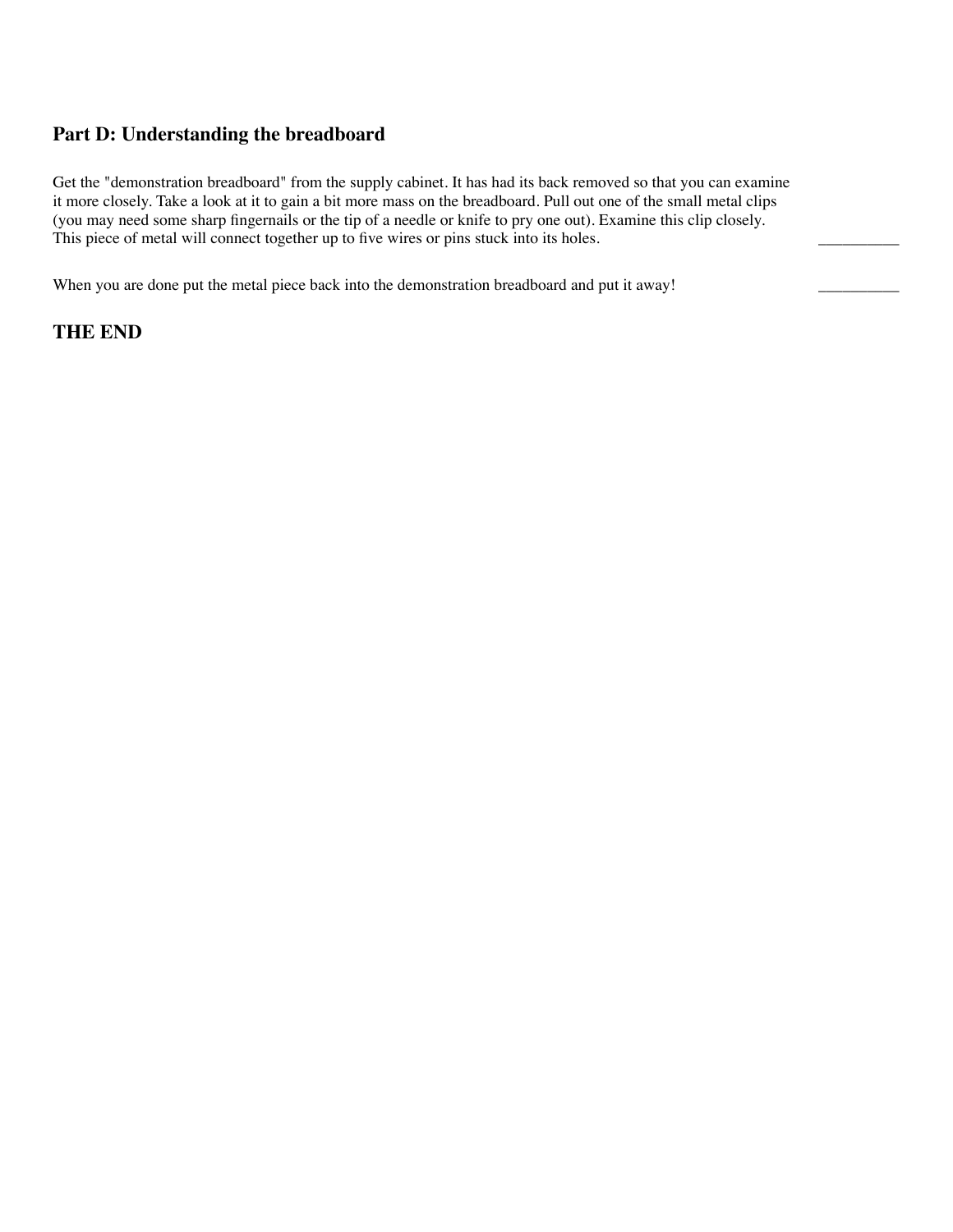## Part D: Understanding the breadboard

Get the "demonstration breadboard" from the supply cabinet. It has had its back removed so that you can examine it more closely. Take a look at it to gain a bit more mass on the breadboard. Pull out one of the small metal clips (you may need some sharp fingernails or the tip of a needle or knife to pry one out). Examine this clip closely. This piece of metal will connect together up to five wires or pins stuck into its holes. __________

When you are done put the metal piece back into the demonstration breadboard and put it away! __________

## THE END